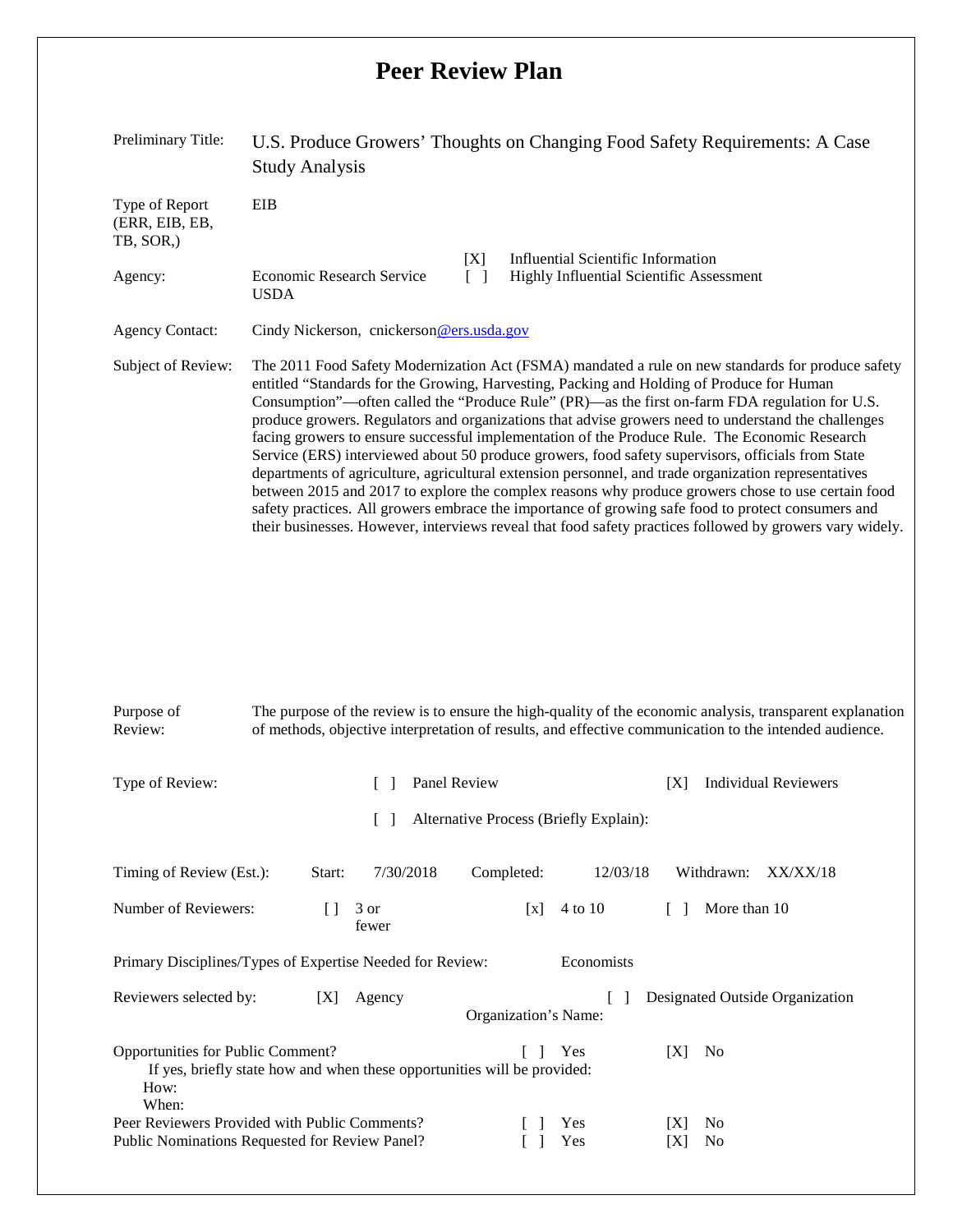# Peer Review Plan

| | |
|---|---|
| Preliminary Title: | U.S. Produce Growers' Thoughts on Changing Food Safety Requirements: A Case Study Analysis |
| Type of Report (ERR, EIB, EB, TB, SOR,) | EIB |
| Agency: | Economic Research Service USDA — [X] Influential Scientific Information; [ ] Highly Influential Scientific Assessment |
| Agency Contact: | Cindy Nickerson, cnickerson@ers.usda.gov |
| Subject of Review: | The 2011 Food Safety Modernization Act (FSMA) mandated a rule on new standards for produce safety entitled "Standards for the Growing, Harvesting, Packing and Holding of Produce for Human Consumption"—often called the "Produce Rule" (PR)—as the first on-farm FDA regulation for U.S. produce growers. Regulators and organizations that advise growers need to understand the challenges facing growers to ensure successful implementation of the Produce Rule. The Economic Research Service (ERS) interviewed about 50 produce growers, food safety supervisors, officials from State departments of agriculture, agricultural extension personnel, and trade organization representatives between 2015 and 2017 to explore the complex reasons why produce growers chose to use certain food safety practices. All growers embrace the importance of growing safe food to protect consumers and their businesses. However, interviews reveal that food safety practices followed by growers vary widely. |
| Purpose of Review: | The purpose of the review is to ensure the high-quality of the economic analysis, transparent explanation of methods, objective interpretation of results, and effective communication to the intended audience. |

Type of Review: [ ] Panel Review [X] Individual Reviewers

[ ] Alternative Process (Briefly Explain):

Timing of Review (Est.): Start: 7/30/2018 Completed: 12/03/18 Withdrawn: XX/XX/18

Number of Reviewers: [] 3 or fewer [x] 4 to 10 [ ] More than 10

Primary Disciplines/Types of Expertise Needed for Review: Economists

Reviewers selected by: [X] Agency [ ] Designated Outside Organization

Organization's Name:

Opportunities for Public Comment? [ ] Yes [X] No

If yes, briefly state how and when these opportunities will be provided:

How:

When:

Peer Reviewers Provided with Public Comments? [ ] Yes [X] No

Public Nominations Requested for Review Panel? [ ] Yes [X] No